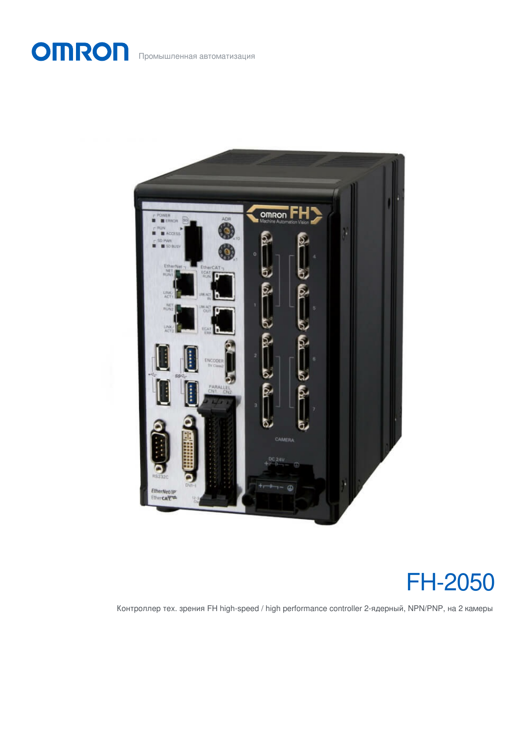OMRON Промышленная автоматизация

# FH-2050

Контроллер тех. зрения FH high-speed / high performance controller 2-ядерный, NPN/PNP, на 2 камеры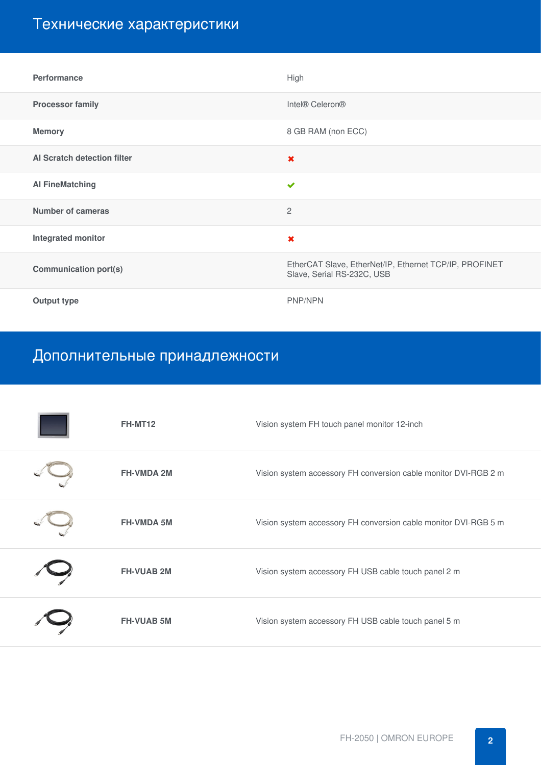## Технические характеристики

| | |
|---|---|
| **Performance** | High |
| **Processor family** | Intel® Celeron® |
| **Memory** | 8 GB RAM (non ECC) |
| **AI Scratch detection filter** | ✖ |
| **AI FineMatching** | ✔ |
| **Number of cameras** | 2 |
| **Integrated monitor** | ✖ |
| **Communication port(s)** | EtherCAT Slave, EtherNet/IP, Ethernet TCP/IP, PROFINET Slave, Serial RS-232C, USB |
| **Output type** | PNP/NPN |

## Дополнительные принадлежности

| | |
|---|---|
| **FH-MT12** | Vision system FH touch panel monitor 12-inch |
| **FH-VMDA 2M** | Vision system accessory FH conversion cable monitor DVI-RGB 2 m |
| **FH-VMDA 5M** | Vision system accessory FH conversion cable monitor DVI-RGB 5 m |
| **FH-VUAB 2M** | Vision system accessory FH USB cable touch panel 2 m |
| **FH-VUAB 5M** | Vision system accessory FH USB cable touch panel 5 m |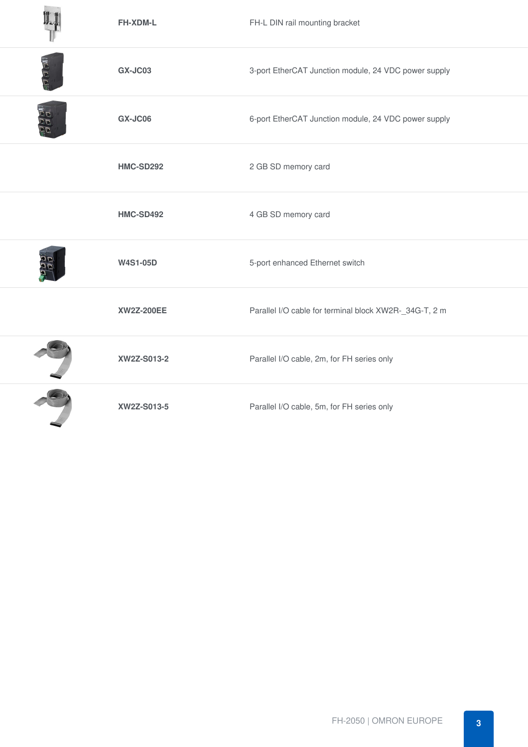| | | |
|---|---|---|
| | **FH-XDM-L** | FH-L DIN rail mounting bracket |
| | **GX-JC03** | 3-port EtherCAT Junction module, 24 VDC power supply |
| | **GX-JC06** | 6-port EtherCAT Junction module, 24 VDC power supply |
| | **HMC-SD292** | 2 GB SD memory card |
| | **HMC-SD492** | 4 GB SD memory card |
| | **W4S1-05D** | 5-port enhanced Ethernet switch |
| | **XW2Z-200EE** | Parallel I/O cable for terminal block XW2R-_34G-T, 2 m |
| | **XW2Z-S013-2** | Parallel I/O cable, 2m, for FH series only |
| | **XW2Z-S013-5** | Parallel I/O cable, 5m, for FH series only |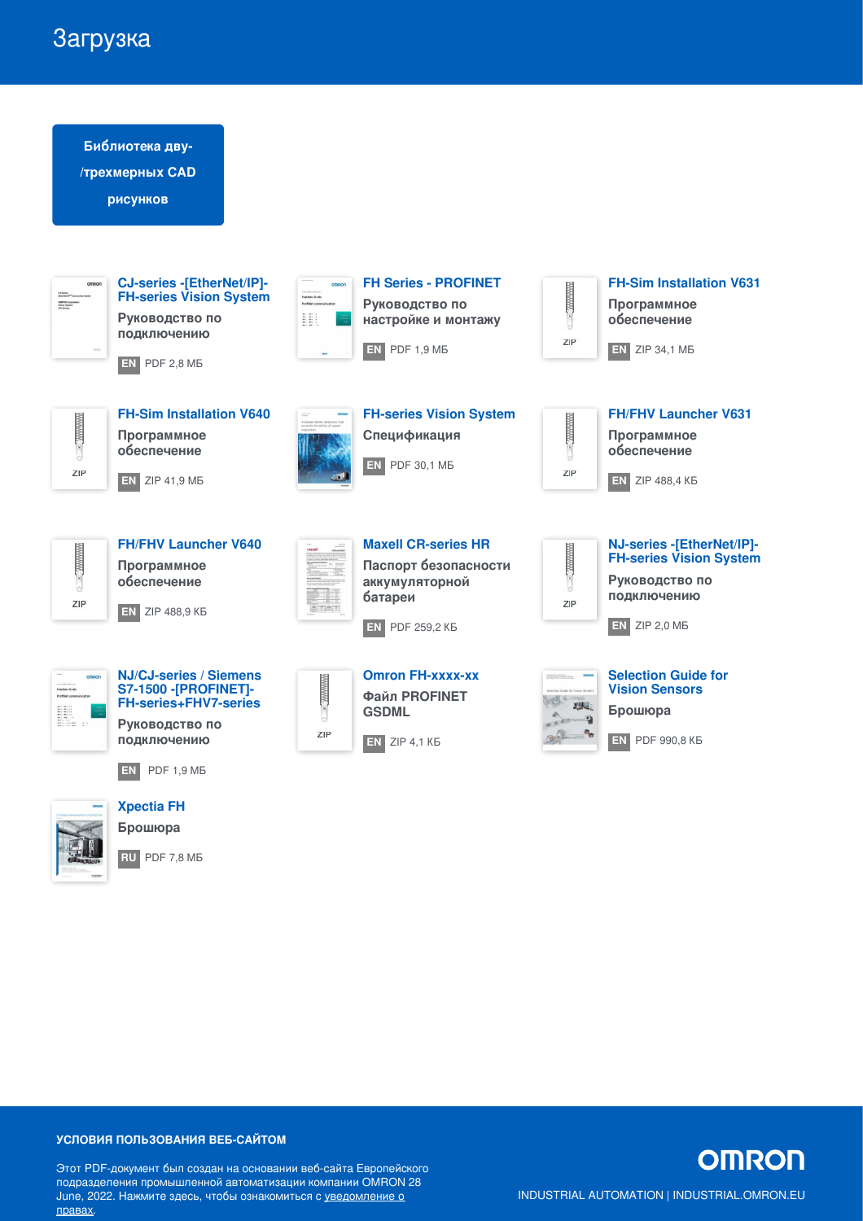# Загрузка

**Библиотека дву-/трехмерных CAD рисунков**

**CJ-series -[EtherNet/IP]-FH-series Vision System**
Руководство по подключению
EN PDF 2,8 МБ

**FH Series - PROFINET**
Руководство по настройке и монтажу
EN PDF 1,9 МБ

**FH-Sim Installation V631**
Программное обеспечение
EN ZIP 34,1 МБ

**FH-Sim Installation V640**
Программное обеспечение
EN ZIP 41,9 МБ

**FH-series Vision System**
Спецификация
EN PDF 30,1 МБ

**FH/FHV Launcher V631**
Программное обеспечение
EN ZIP 488,4 КБ

**FH/FHV Launcher V640**
Программное обеспечение
EN ZIP 488,9 КБ

**Maxell CR-series HR**
Паспорт безопасности аккумуляторной батареи
EN PDF 259,2 КБ

**NJ-series -[EtherNet/IP]-FH-series Vision System**
Руководство по подключению
EN ZIP 2,0 МБ

**NJ/CJ-series / Siemens S7-1500 -[PROFINET]-FH-series+FHV7-series**
Руководство по подключению
EN PDF 1,9 МБ

**Omron FH-xxxx-xx**
Файл PROFINET GSDML
EN ZIP 4,1 КБ

**Selection Guide for Vision Sensors**
Брошюра
EN PDF 990,8 КБ

**Xpectia FH**
Брошюра
RU PDF 7,8 МБ

**УСЛОВИЯ ПОЛЬЗОВАНИЯ ВЕБ-САЙТОМ**

Этот PDF-документ был создан на основании веб-сайта Европейского подразделения промышленной автоматизации компании OMRON 28 June, 2022. Нажмите здесь, чтобы ознакомиться с уведомление о правах.

OMRON

INDUSTRIAL AUTOMATION | INDUSTRIAL.OMRON.EU